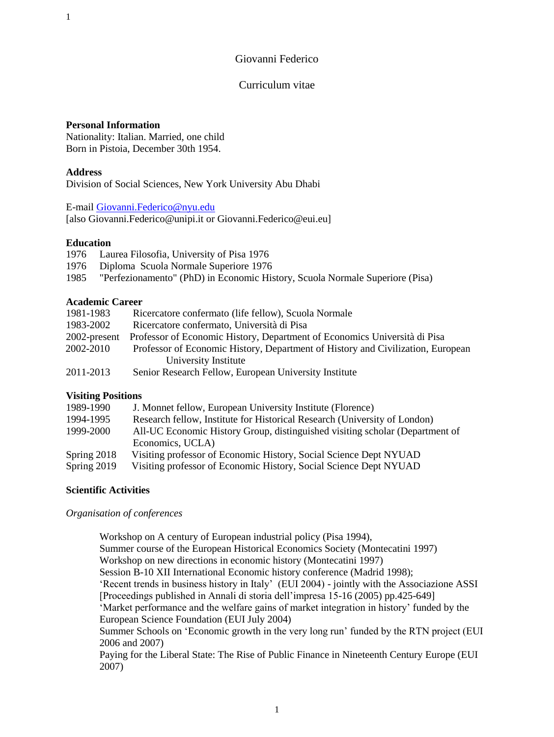# Giovanni Federico

## Curriculum vitae

**Personal Information**
Nationality: Italian. Married, one child
Born in Pistoia, December 30th 1954.

**Address**
Division of Social Sciences, New York University Abu Dhabi

E-mail Giovanni.Federico@nyu.edu
[also Giovanni.Federico@unipi.it or Giovanni.Federico@eui.eu]

**Education**

1976 Laurea Filosofia, University of Pisa 1976
1976 Diploma Scuola Normale Superiore 1976
1985 "Perfezionamento" (PhD) in Economic History, Scuola Normale Superiore (Pisa)

**Academic Career**

1981-1983 Ricercatore confermato (life fellow), Scuola Normale
1983-2002 Ricercatore confermato, Università di Pisa
2002-present Professor of Economic History, Department of Economics Università di Pisa
2002-2010 Professor of Economic History, Department of History and Civilization, European University Institute
2011-2013 Senior Research Fellow, European University Institute

**Visiting Positions**

1989-1990 J. Monnet fellow, European University Institute (Florence)
1994-1995 Research fellow, Institute for Historical Research (University of London)
1999-2000 All-UC Economic History Group, distinguished visiting scholar (Department of Economics, UCLA)
Spring 2018 Visiting professor of Economic History, Social Science Dept NYUAD
Spring 2019 Visiting professor of Economic History, Social Science Dept NYUAD

**Scientific Activities**

*Organisation of conferences*

Workshop on A century of European industrial policy (Pisa 1994),
Summer course of the European Historical Economics Society (Montecatini 1997)
Workshop on new directions in economic history (Montecatini 1997)
Session B-10 XII International Economic history conference (Madrid 1998);
'Recent trends in business history in Italy' (EUI 2004) - jointly with the Associazione ASSI [Proceedings published in Annali di storia dell'impresa 15-16 (2005) pp.425-649]
'Market performance and the welfare gains of market integration in history' funded by the European Science Foundation (EUI July 2004)
Summer Schools on 'Economic growth in the very long run' funded by the RTN project (EUI 2006 and 2007)
Paying for the Liberal State: The Rise of Public Finance in Nineteenth Century Europe (EUI 2007)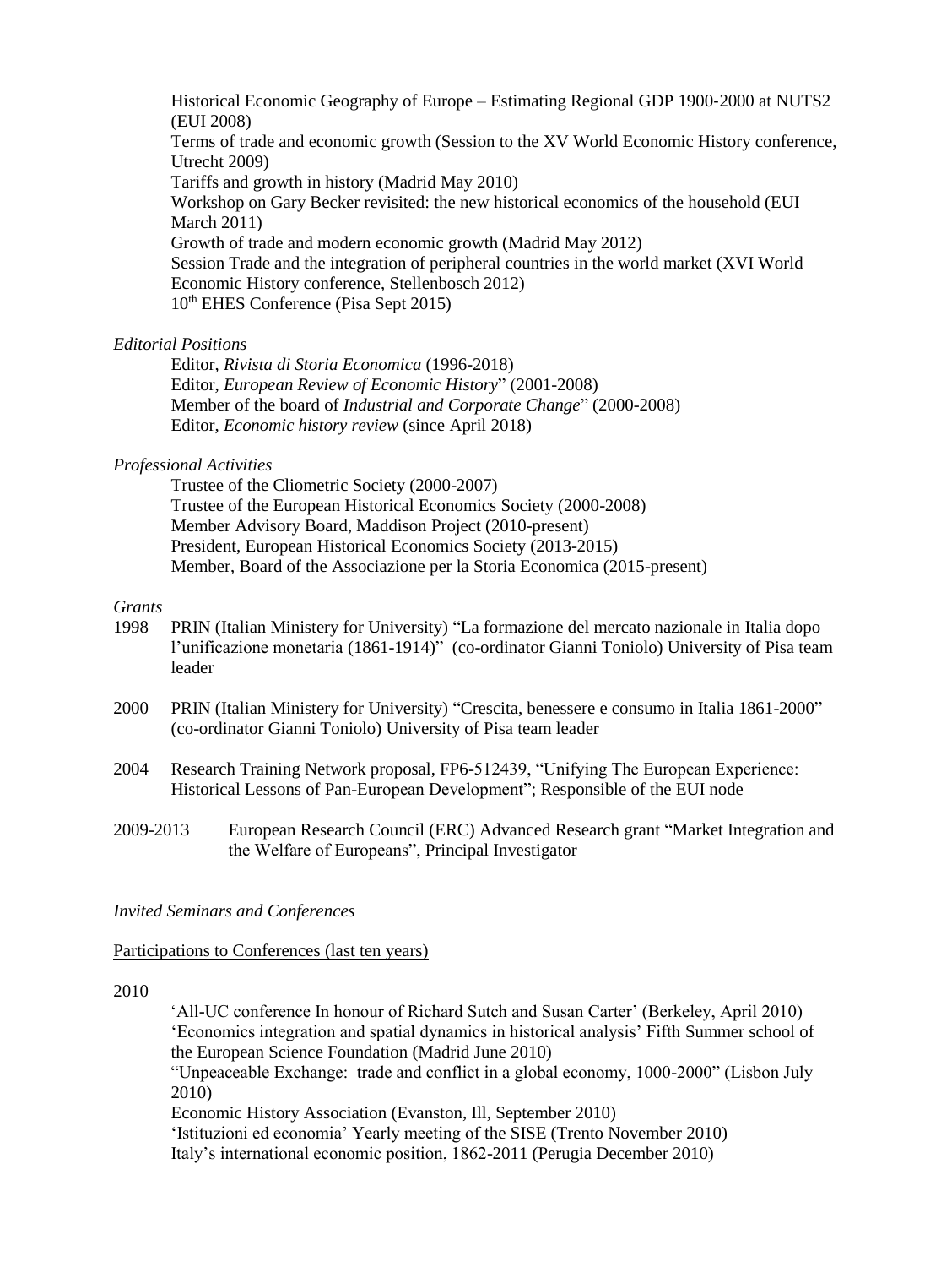Historical Economic Geography of Europe – Estimating Regional GDP 1900-2000 at NUTS2 (EUI 2008)
Terms of trade and economic growth (Session to the XV World Economic History conference, Utrecht 2009)
Tariffs and growth in history (Madrid May 2010)
Workshop on Gary Becker revisited: the new historical economics of the household (EUI March 2011)
Growth of trade and modern economic growth (Madrid May 2012)
Session Trade and the integration of peripheral countries in the world market (XVI World Economic History conference, Stellenbosch 2012)
10th EHES Conference (Pisa Sept 2015)

*Editorial Positions*

Editor, *Rivista di Storia Economica* (1996-2018)
Editor, *European Review of Economic History*" (2001-2008)
Member of the board of *Industrial and Corporate Change*" (2000-2008)
Editor, *Economic history review* (since April 2018)

*Professional Activities*

Trustee of the Cliometric Society (2000-2007)
Trustee of the European Historical Economics Society (2000-2008)
Member Advisory Board, Maddison Project (2010-present)
President, European Historical Economics Society (2013-2015)
Member, Board of the Associazione per la Storia Economica (2015-present)

*Grants*

1998 PRIN (Italian Ministery for University) "La formazione del mercato nazionale in Italia dopo l'unificazione monetaria (1861-1914)" (co-ordinator Gianni Toniolo) University of Pisa team leader

2000 PRIN (Italian Ministery for University) "Crescita, benessere e consumo in Italia 1861-2000" (co-ordinator Gianni Toniolo) University of Pisa team leader

2004 Research Training Network proposal, FP6-512439, "Unifying The European Experience: Historical Lessons of Pan-European Development"; Responsible of the EUI node

2009-2013 European Research Council (ERC) Advanced Research grant "Market Integration and the Welfare of Europeans", Principal Investigator

*Invited Seminars and Conferences*

Participations to Conferences (last ten years)

2010

'All-UC conference In honour of Richard Sutch and Susan Carter' (Berkeley, April 2010)
'Economics integration and spatial dynamics in historical analysis' Fifth Summer school of the European Science Foundation (Madrid June 2010)
"Unpeaceable Exchange: trade and conflict in a global economy, 1000-2000" (Lisbon July 2010)
Economic History Association (Evanston, Ill, September 2010)
'Istituzioni ed economia' Yearly meeting of the SISE (Trento November 2010)
Italy's international economic position, 1862-2011 (Perugia December 2010)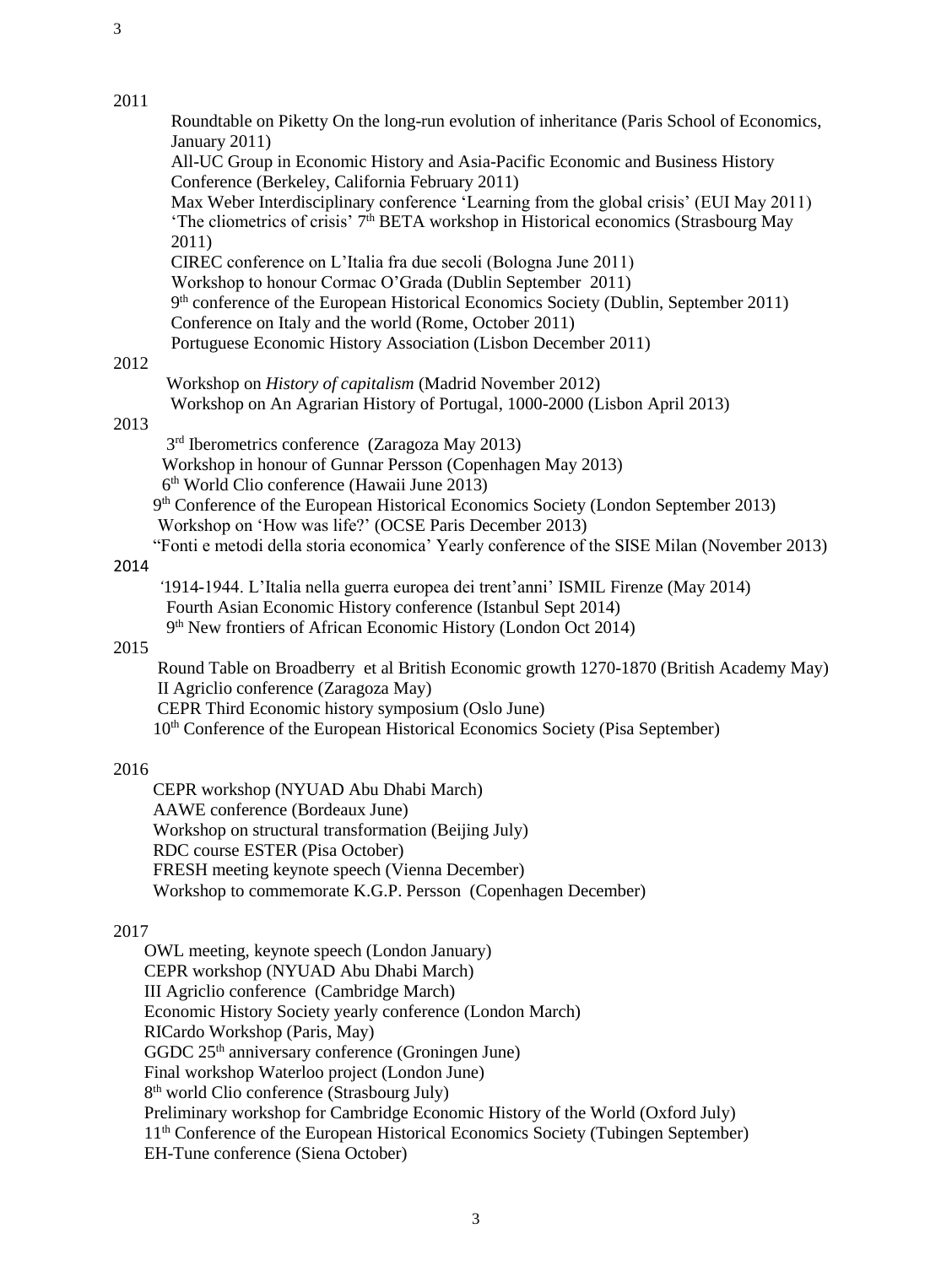2011

Roundtable on Piketty On the long-run evolution of inheritance (Paris School of Economics, January 2011)
All-UC Group in Economic History and Asia-Pacific Economic and Business History Conference (Berkeley, California February 2011)
Max Weber Interdisciplinary conference 'Learning from the global crisis' (EUI May 2011)
'The cliometrics of crisis' 7th BETA workshop in Historical economics (Strasbourg May 2011)
CIREC conference on L'Italia fra due secoli (Bologna June 2011)
Workshop to honour Cormac O'Grada (Dublin September 2011)
9th conference of the European Historical Economics Society (Dublin, September 2011)
Conference on Italy and the world (Rome, October 2011)
Portuguese Economic History Association (Lisbon December 2011)

2012

Workshop on *History of capitalism* (Madrid November 2012)
Workshop on An Agrarian History of Portugal, 1000-2000 (Lisbon April 2013)

2013

3rd Iberometrics conference (Zaragoza May 2013)
Workshop in honour of Gunnar Persson (Copenhagen May 2013)
6th World Clio conference (Hawaii June 2013)
9th Conference of the European Historical Economics Society (London September 2013)
Workshop on 'How was life?' (OCSE Paris December 2013)
"Fonti e metodi della storia economica' Yearly conference of the SISE Milan (November 2013)

2014

'1914-1944. L'Italia nella guerra europea dei trent'anni' ISMIL Firenze (May 2014)
Fourth Asian Economic History conference (Istanbul Sept 2014)
9th New frontiers of African Economic History (London Oct 2014)

2015

Round Table on Broadberry et al British Economic growth 1270-1870 (British Academy May)
II Agriclio conference (Zaragoza May)
CEPR Third Economic history symposium (Oslo June)
10th Conference of the European Historical Economics Society (Pisa September)

2016

CEPR workshop (NYUAD Abu Dhabi March)
AAWE conference (Bordeaux June)
Workshop on structural transformation (Beijing July)
RDC course ESTER (Pisa October)
FRESH meeting keynote speech (Vienna December)
Workshop to commemorate K.G.P. Persson (Copenhagen December)

2017

OWL meeting, keynote speech (London January)
CEPR workshop (NYUAD Abu Dhabi March)
III Agriclio conference (Cambridge March)
Economic History Society yearly conference (London March)
RICardo Workshop (Paris, May)
GGDC 25th anniversary conference (Groningen June)
Final workshop Waterloo project (London June)
8th world Clio conference (Strasbourg July)
Preliminary workshop for Cambridge Economic History of the World (Oxford July)
11th Conference of the European Historical Economics Society (Tubingen September)
EH-Tune conference (Siena October)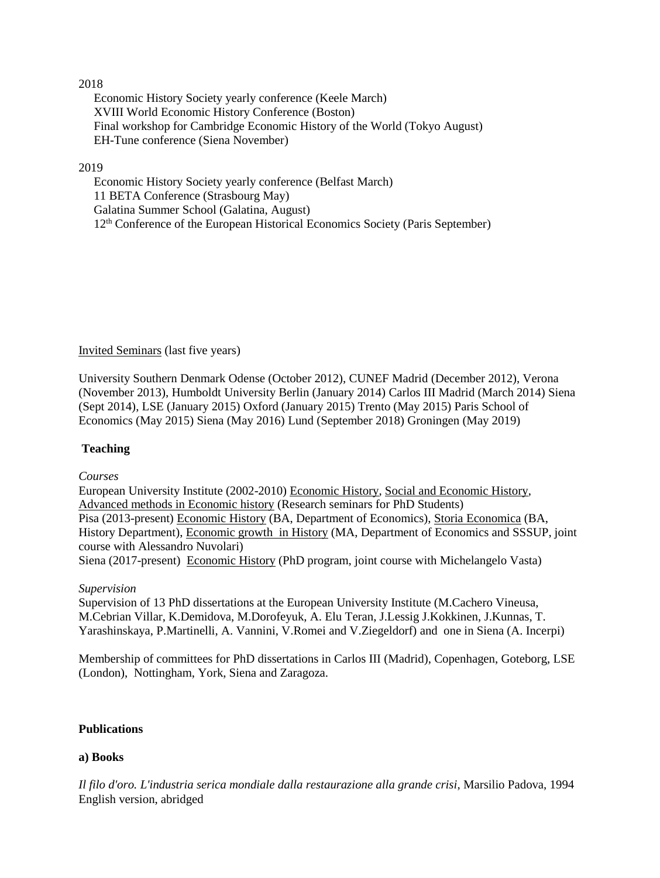2018

- Economic History Society yearly conference (Keele March)
- XVIII World Economic History Conference (Boston)
- Final workshop for Cambridge Economic History of the World (Tokyo August)
- EH-Tune conference (Siena November)

2019

- Economic History Society yearly conference (Belfast March)
- 11 BETA Conference (Strasbourg May)
- Galatina Summer School (Galatina, August)
- 12th Conference of the European Historical Economics Society (Paris September)

Invited Seminars (last five years)

University Southern Denmark Odense (October 2012), CUNEF Madrid (December 2012), Verona (November 2013), Humboldt University Berlin (January 2014) Carlos III Madrid (March 2014) Siena (Sept 2014), LSE (January 2015) Oxford (January 2015) Trento (May 2015) Paris School of Economics (May 2015) Siena (May 2016) Lund (September 2018) Groningen (May 2019)

**Teaching**

*Courses*

European University Institute (2002-2010) Economic History, Social and Economic History, Advanced methods in Economic history (Research seminars for PhD Students)
Pisa (2013-present) Economic History (BA, Department of Economics), Storia Economica (BA, History Department), Economic growth in History (MA, Department of Economics and SSSUP, joint course with Alessandro Nuvolari)
Siena (2017-present) Economic History (PhD program, joint course with Michelangelo Vasta)

*Supervision*

Supervision of 13 PhD dissertations at the European University Institute (M.Cachero Vineusa, M.Cebrian Villar, K.Demidova, M.Dorofeyuk, A. Elu Teran, J.Lessig J.Kokkinen, J.Kunnas, T. Yarashinskaya, P.Martinelli, A. Vannini, V.Romei and V.Ziegeldorf) and one in Siena (A. Incerpi)

Membership of committees for PhD dissertations in Carlos III (Madrid), Copenhagen, Goteborg, LSE (London), Nottingham, York, Siena and Zaragoza.

**Publications**

**a) Books**

*Il filo d'oro. L'industria serica mondiale dalla restaurazione alla grande crisi*, Marsilio Padova, 1994
English version, abridged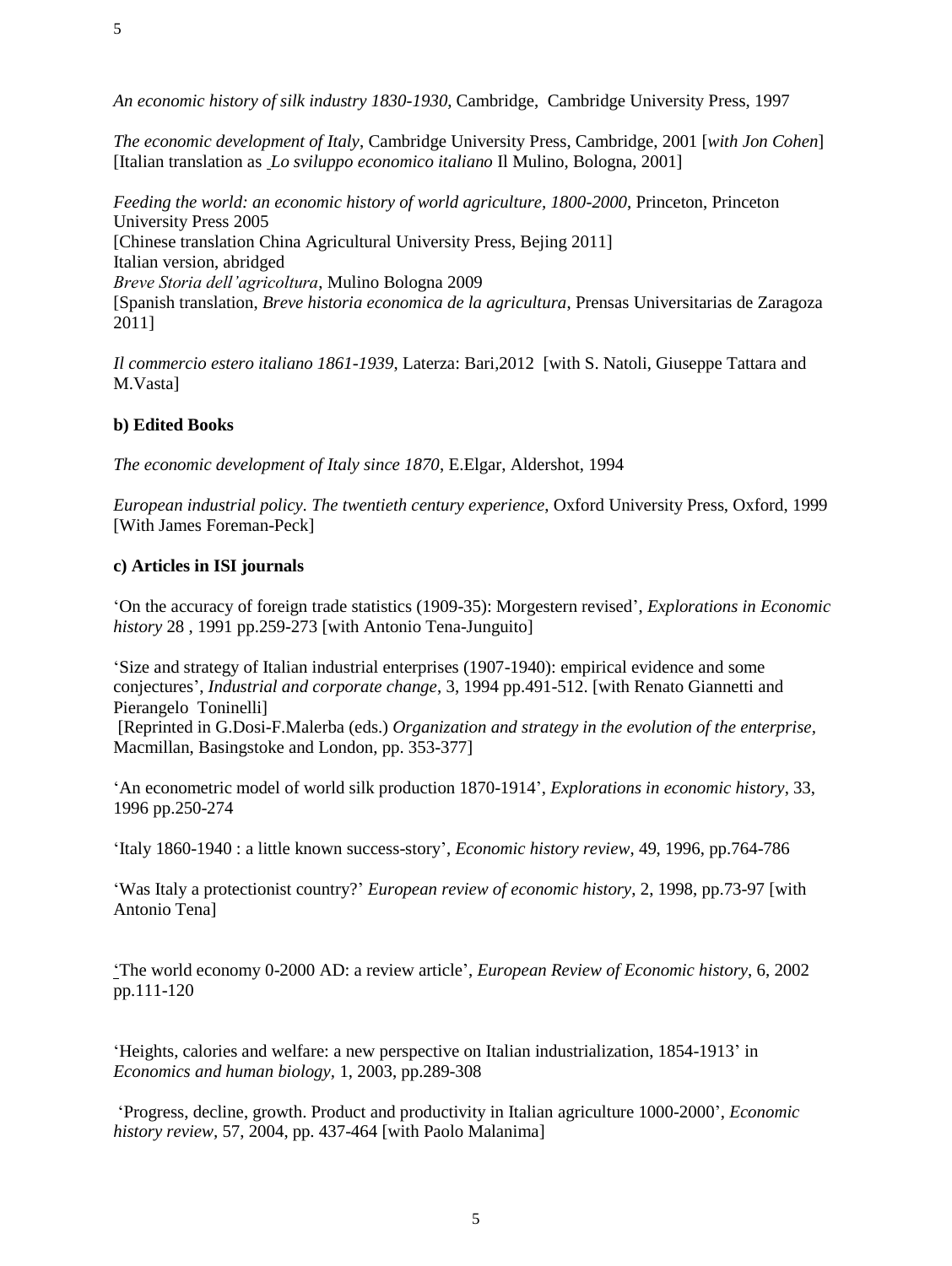*An economic history of silk industry 1830-1930*, Cambridge, Cambridge University Press, 1997

*The economic development of Italy*, Cambridge University Press, Cambridge, 2001 [*with Jon Cohen*] [Italian translation as *Lo sviluppo economico italiano* Il Mulino, Bologna, 2001]

*Feeding the world: an economic history of world agriculture, 1800-2000*, Princeton, Princeton University Press 2005
[Chinese translation China Agricultural University Press, Bejing 2011]
Italian version, abridged
*Breve Storia dell'agricoltura*, Mulino Bologna 2009
[Spanish translation, *Breve historia economica de la agricultura*, Prensas Universitarias de Zaragoza 2011]

*Il commercio estero italiano 1861-1939*, Laterza: Bari,2012 [with S. Natoli, Giuseppe Tattara and M.Vasta]

**b) Edited Books**

*The economic development of Italy since 1870*, E.Elgar, Aldershot, 1994

*European industrial policy. The twentieth century experience*, Oxford University Press, Oxford, 1999 [With James Foreman-Peck]

**c) Articles in ISI journals**

'On the accuracy of foreign trade statistics (1909-35): Morgestern revised', *Explorations in Economic history* 28 , 1991 pp.259-273 [with Antonio Tena-Junguito]

'Size and strategy of Italian industrial enterprises (1907-1940): empirical evidence and some conjectures', *Industrial and corporate change*, 3, 1994 pp.491-512. [with Renato Giannetti and Pierangelo Toninelli]
[Reprinted in G.Dosi-F.Malerba (eds.) *Organization and strategy in the evolution of the enterprise*, Macmillan, Basingstoke and London, pp. 353-377]

'An econometric model of world silk production 1870-1914', *Explorations in economic history*, 33, 1996 pp.250-274

'Italy 1860-1940 : a little known success-story', *Economic history review*, 49, 1996, pp.764-786

'Was Italy a protectionist country?' *European review of economic history*, 2, 1998, pp.73-97 [with Antonio Tena]

'The world economy 0-2000 AD: a review article', *European Review of Economic history*, 6, 2002 pp.111-120

'Heights, calories and welfare: a new perspective on Italian industrialization, 1854-1913' in *Economics and human biology*, 1, 2003, pp.289-308

'Progress, decline, growth. Product and productivity in Italian agriculture 1000-2000', *Economic history review*, 57, 2004, pp. 437-464 [with Paolo Malanima]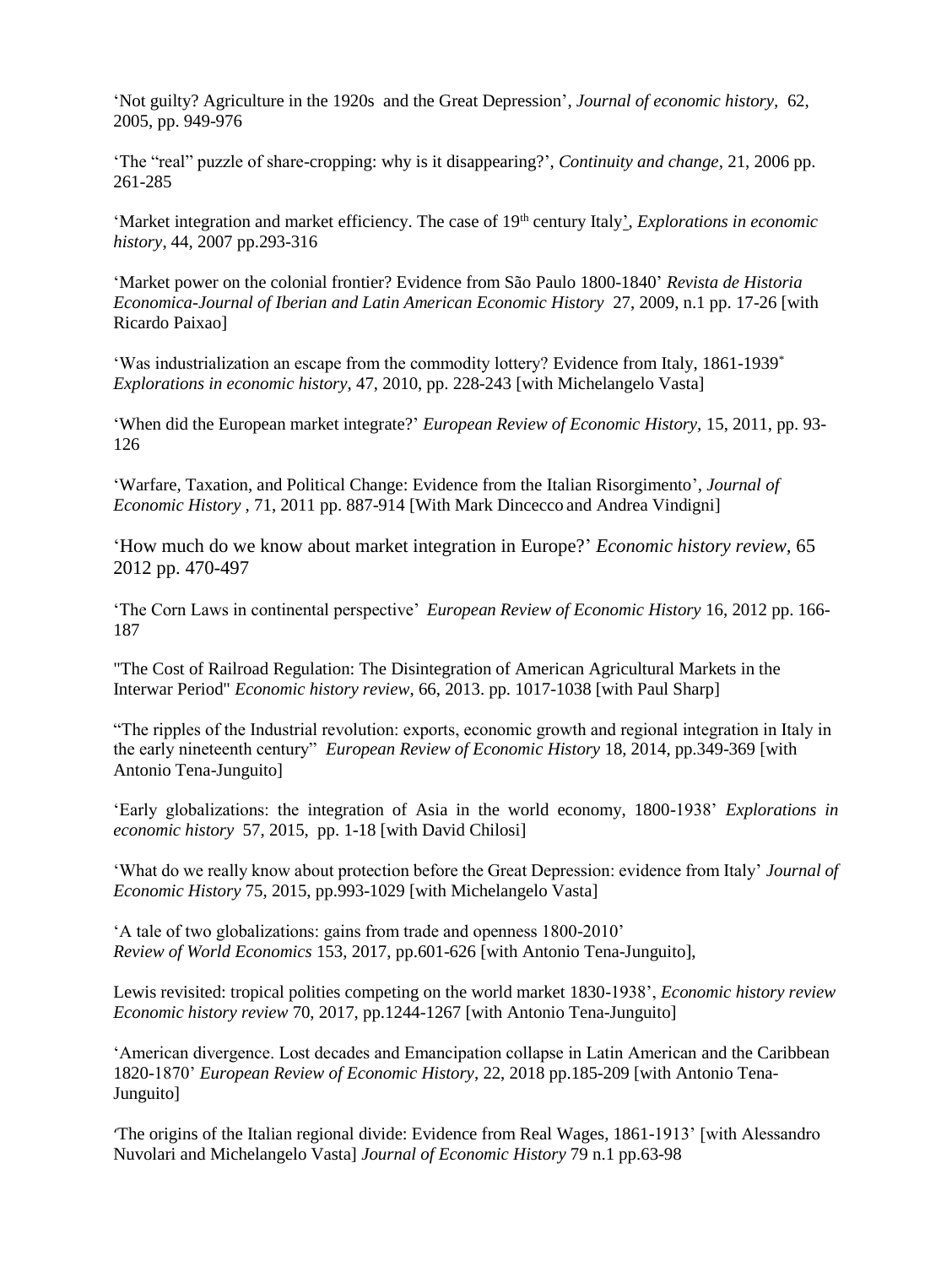'Not guilty? Agriculture in the 1920s and the Great Depression', *Journal of economic history*, 62, 2005, pp. 949-976

'The "real" puzzle of share-cropping: why is it disappearing?', *Continuity and change*, 21, 2006 pp. 261-285

'Market integration and market efficiency. The case of 19th century Italy', *Explorations in economic history*, 44, 2007 pp.293-316

'Market power on the colonial frontier? Evidence from São Paulo 1800-1840' *Revista de Historia Economica-Journal of Iberian and Latin American Economic History* 27, 2009, n.1 pp. 17-26 [with Ricardo Paixao]

'Was industrialization an escape from the commodity lottery? Evidence from Italy, 1861-1939* *Explorations in economic history*, 47, 2010, pp. 228-243 [with Michelangelo Vasta]

'When did the European market integrate?' *European Review of Economic History*, 15, 2011, pp. 93-126

'Warfare, Taxation, and Political Change: Evidence from the Italian Risorgimento', *Journal of Economic History* , 71, 2011 pp. 887-914 [With Mark Dincecco and Andrea Vindigni]

'How much do we know about market integration in Europe?' *Economic history review*, 65 2012 pp. 470-497

'The Corn Laws in continental perspective' *European Review of Economic History* 16, 2012 pp. 166-187

"The Cost of Railroad Regulation: The Disintegration of American Agricultural Markets in the Interwar Period" *Economic history review*, 66, 2013. pp. 1017-1038 [with Paul Sharp]

"The ripples of the Industrial revolution: exports, economic growth and regional integration in Italy in the early nineteenth century" *European Review of Economic History* 18, 2014, pp.349-369 [with Antonio Tena-Junguito]

'Early globalizations: the integration of Asia in the world economy, 1800-1938' *Explorations in economic history* 57, 2015, pp. 1-18 [with David Chilosi]

'What do we really know about protection before the Great Depression: evidence from Italy' *Journal of Economic History* 75, 2015, pp.993-1029 [with Michelangelo Vasta]

'A tale of two globalizations: gains from trade and openness 1800-2010' *Review of World Economics* 153, 2017, pp.601-626 [with Antonio Tena-Junguito],

Lewis revisited: tropical polities competing on the world market 1830-1938', *Economic history review Economic history review* 70, 2017, pp.1244-1267 [with Antonio Tena-Junguito]

'American divergence. Lost decades and Emancipation collapse in Latin American and the Caribbean 1820-1870' *European Review of Economic History*, 22, 2018 pp.185-209 [with Antonio Tena-Junguito]

'The origins of the Italian regional divide: Evidence from Real Wages, 1861-1913' [with Alessandro Nuvolari and Michelangelo Vasta] *Journal of Economic History* 79 n.1 pp.63-98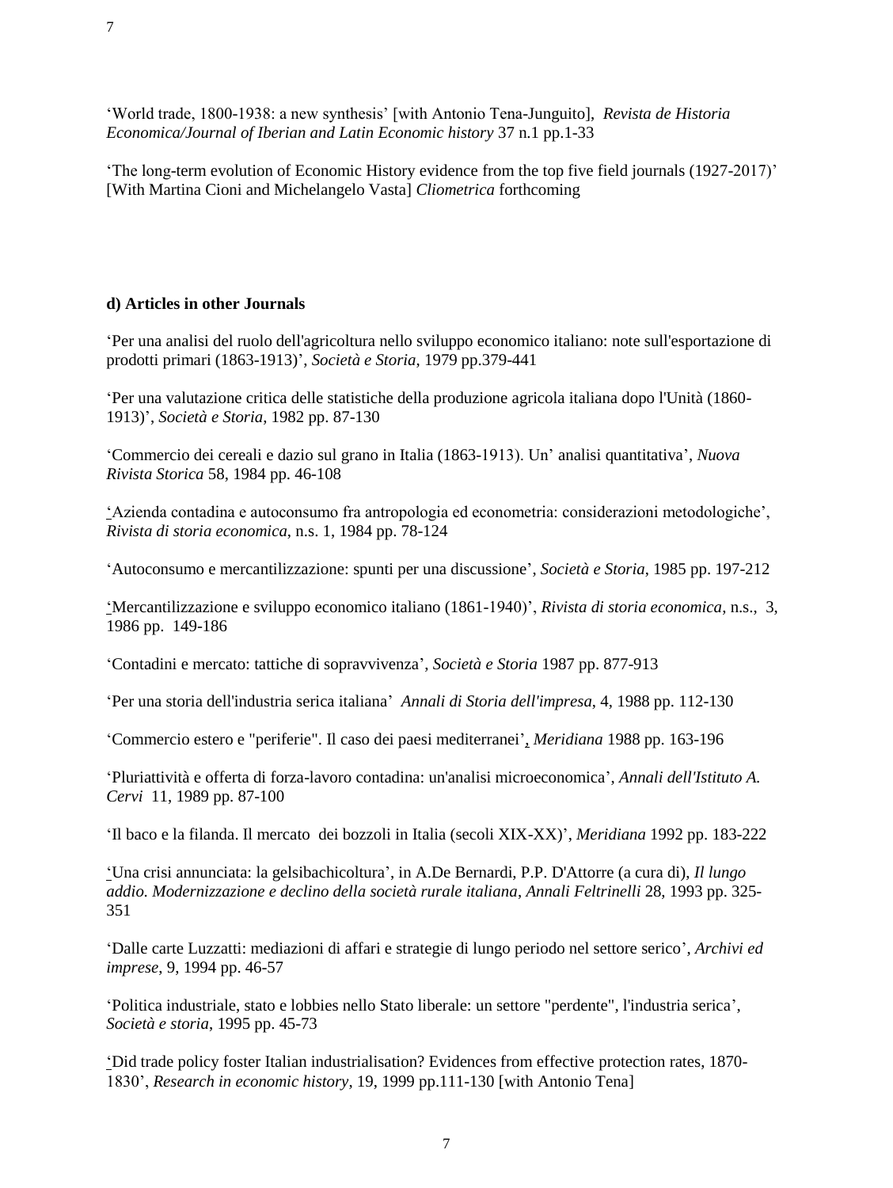‘World trade, 1800-1938: a new synthesis’ [with Antonio Tena-Junguito], *Revista de Historia Economica/Journal of Iberian and Latin Economic history* 37 n.1 pp.1-33

‘The long-term evolution of Economic History evidence from the top five field journals (1927-2017)’ [With Martina Cioni and Michelangelo Vasta] *Cliometrica* forthcoming

**d) Articles in other Journals**

‘Per una analisi del ruolo dell'agricoltura nello sviluppo economico italiano: note sull'esportazione di prodotti primari (1863-1913)’, *Società e Storia*, 1979 pp.379-441

‘Per una valutazione critica delle statistiche della produzione agricola italiana dopo l'Unità (1860-1913)’, *Società e Storia*, 1982 pp. 87-130

‘Commercio dei cereali e dazio sul grano in Italia (1863-1913). Un’ analisi quantitativa’, *Nuova Rivista Storica* 58, 1984 pp. 46-108

‘Azienda contadina e autoconsumo fra antropologia ed econometria: considerazioni metodologiche’, *Rivista di storia economica*, n.s. 1, 1984 pp. 78-124

‘Autoconsumo e mercantilizzazione: spunti per una discussione’, *Società e Storia*, 1985 pp. 197-212

‘Mercantilizzazione e sviluppo economico italiano (1861-1940)’, *Rivista di storia economica*, n.s., 3, 1986 pp. 149-186

‘Contadini e mercato: tattiche di sopravvivenza’, *Società e Storia* 1987 pp. 877-913

‘Per una storia dell'industria serica italiana’ *Annali di Storia dell'impresa*, 4, 1988 pp. 112-130

‘Commercio estero e "periferie". Il caso dei paesi mediterranei’, *Meridiana* 1988 pp. 163-196

‘Pluriattività e offerta di forza-lavoro contadina: un'analisi microeconomica’, *Annali dell'Istituto A. Cervi* 11, 1989 pp. 87-100

‘Il baco e la filanda. Il mercato dei bozzoli in Italia (secoli XIX-XX)’, *Meridiana* 1992 pp. 183-222

‘Una crisi annunciata: la gelsibachicoltura’, in A.De Bernardi, P.P. D'Attorre (a cura di), *Il lungo addio. Modernizzazione e declino della società rurale italiana*, *Annali Feltrinelli* 28, 1993 pp. 325-351

‘Dalle carte Luzzatti: mediazioni di affari e strategie di lungo periodo nel settore serico’, *Archivi ed imprese*, 9, 1994 pp. 46-57

‘Politica industriale, stato e lobbies nello Stato liberale: un settore "perdente", l'industria serica’, *Società e storia*, 1995 pp. 45-73

‘Did trade policy foster Italian industrialisation? Evidences from effective protection rates, 1870-1830’, *Research in economic history*, 19, 1999 pp.111-130 [with Antonio Tena]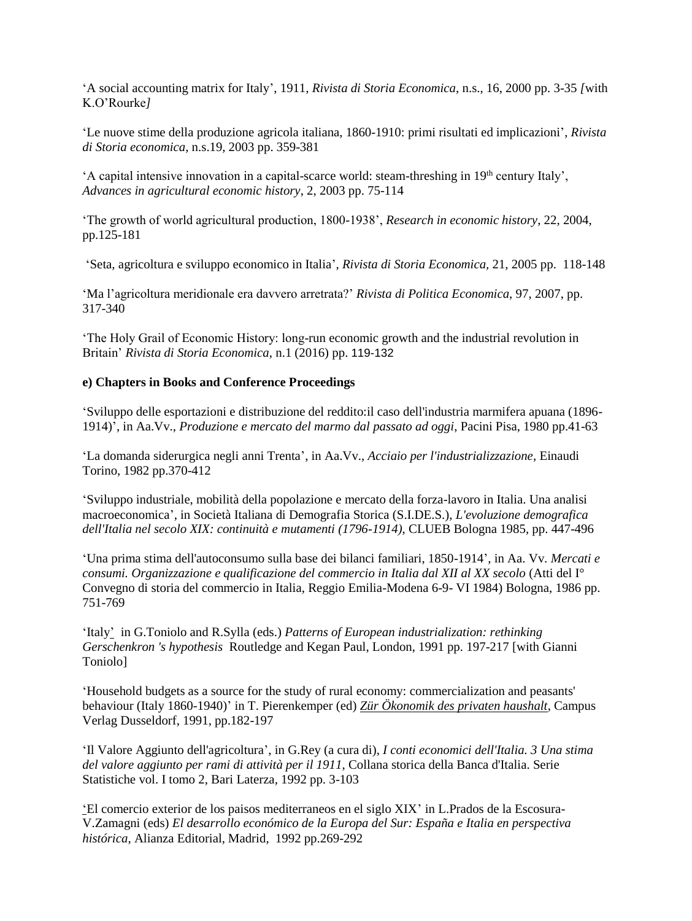‘A social accounting matrix for Italy’, 1911, *Rivista di Storia Economica*, n.s., 16, 2000 pp. 3-35 *[*with K.O’Rourke*]*

‘Le nuove stime della produzione agricola italiana, 1860-1910: primi risultati ed implicazioni’, *Rivista di Storia economica*, n.s.19, 2003 pp. 359-381

‘A capital intensive innovation in a capital-scarce world: steam-threshing in 19th century Italy’, *Advances in agricultural economic history*, 2, 2003 pp. 75-114

‘The growth of world agricultural production, 1800-1938’, *Research in economic history*, 22, 2004, pp.125-181

‘Seta, agricoltura e sviluppo economico in Italia’, *Rivista di Storia Economica*, 21, 2005 pp. 118-148

‘Ma l’agricoltura meridionale era davvero arretrata?’ *Rivista di Politica Economica*, 97, 2007, pp. 317-340

‘The Holy Grail of Economic History: long-run economic growth and the industrial revolution in Britain’ *Rivista di Storia Economica*, n.1 (2016) pp. 119-132

**e) Chapters in Books and Conference Proceedings**

‘Sviluppo delle esportazioni e distribuzione del reddito:il caso dell'industria marmifera apuana (1896-1914)’, in Aa.Vv., *Produzione e mercato del marmo dal passato ad oggi*, Pacini Pisa, 1980 pp.41-63

‘La domanda siderurgica negli anni Trenta’, in Aa.Vv., *Acciaio per l'industrializzazione*, Einaudi Torino, 1982 pp.370-412

‘Sviluppo industriale, mobilità della popolazione e mercato della forza-lavoro in Italia. Una analisi macroeconomica’, in Società Italiana di Demografia Storica (S.I.DE.S.), *L'evoluzione demografica dell'Italia nel secolo XIX: continuità e mutamenti (1796-1914)*, CLUEB Bologna 1985, pp. 447-496

‘Una prima stima dell'autoconsumo sulla base dei bilanci familiari, 1850-1914’, in Aa. Vv. *Mercati e consumi. Organizzazione e qualificazione del commercio in Italia dal XII al XX secolo* (Atti del I° Convegno di storia del commercio in Italia, Reggio Emilia-Modena 6-9- VI 1984) Bologna, 1986 pp. 751-769

‘Italy’ in G.Toniolo and R.Sylla (eds.) *Patterns of European industrialization: rethinking Gerschenkron 's hypothesis* Routledge and Kegan Paul, London, 1991 pp. 197-217 [with Gianni Toniolo]

‘Household budgets as a source for the study of rural economy: commercialization and peasants' behaviour (Italy 1860-1940)’ in T. Pierenkemper (ed) *Zür Ökonomik des privaten haushalt*, Campus Verlag Dusseldorf, 1991, pp.182-197

‘Il Valore Aggiunto dell'agricoltura’, in G.Rey (a cura di), *I conti economici dell'Italia. 3 Una stima del valore aggiunto per rami di attività per il 1911*, Collana storica della Banca d'Italia. Serie Statistiche vol. I tomo 2, Bari Laterza, 1992 pp. 3-103

‘El comercio exterior de los paisos mediterraneos en el siglo XIX’ in L.Prados de la Escosura-V.Zamagni (eds) *El desarrollo económico de la Europa del Sur: España e Italia en perspectiva histórica*, Alianza Editorial, Madrid, 1992 pp.269-292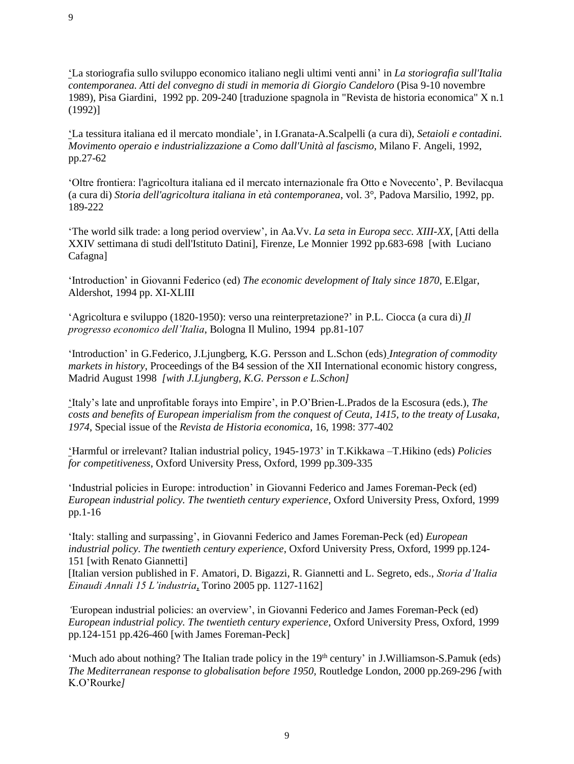'La storiografia sullo sviluppo economico italiano negli ultimi venti anni' in *La storiografia sull'Italia contemporanea. Atti del convegno di studi in memoria di Giorgio Candeloro* (Pisa 9-10 novembre 1989), Pisa Giardini, 1992 pp. 209-240 [traduzione spagnola in "Revista de historia economica" X n.1 (1992)]

'La tessitura italiana ed il mercato mondiale', in I.Granata-A.Scalpelli (a cura di), *Setaioli e contadini. Movimento operaio e industrializzazione a Como dall'Unità al fascismo*, Milano F. Angeli, 1992, pp.27-62

'Oltre frontiera: l'agricoltura italiana ed il mercato internazionale fra Otto e Novecento', P. Bevilacqua (a cura di) *Storia dell'agricoltura italiana in età contemporanea*, vol. 3°, Padova Marsilio, 1992, pp. 189-222

'The world silk trade: a long period overview', in Aa.Vv. *La seta in Europa secc. XIII-XX*, [Atti della XXIV settimana di studi dell'Istituto Datini], Firenze, Le Monnier 1992 pp.683-698 [with Luciano Cafagna]

'Introduction' in Giovanni Federico (ed) *The economic development of Italy since 1870*, E.Elgar, Aldershot, 1994 pp. XI-XLIII

'Agricoltura e sviluppo (1820-1950): verso una reinterpretazione?' in P.L. Ciocca (a cura di) *Il progresso economico dell'Italia*, Bologna Il Mulino, 1994 pp.81-107

'Introduction' in G.Federico, J.Ljungberg, K.G. Persson and L.Schon (eds) *Integration of commodity markets in history*, Proceedings of the B4 session of the XII International economic history congress, Madrid August 1998 *[with J.Ljungberg, K.G. Persson e L.Schon]*

'Italy's late and unprofitable forays into Empire', in P.O'Brien-L.Prados de la Escosura (eds.), *The costs and benefits of European imperialism from the conquest of Ceuta, 1415, to the treaty of Lusaka, 1974*, Special issue of the *Revista de Historia economica*, 16, 1998: 377-402

'Harmful or irrelevant? Italian industrial policy, 1945-1973' in T.Kikkawa –T.Hikino (eds) *Policies for competitiveness*, Oxford University Press, Oxford, 1999 pp.309-335

'Industrial policies in Europe: introduction' in Giovanni Federico and James Foreman-Peck (ed) *European industrial policy. The twentieth century experience*, Oxford University Press, Oxford, 1999 pp.1-16

'Italy: stalling and surpassing', in Giovanni Federico and James Foreman-Peck (ed) *European industrial policy. The twentieth century experience*, Oxford University Press, Oxford, 1999 pp.124-151 [with Renato Giannetti]
[Italian version published in F. Amatori, D. Bigazzi, R. Giannetti and L. Segreto, eds., *Storia d'Italia Einaudi Annali 15 L'industria*, Torino 2005 pp. 1127-1162]

'European industrial policies: an overview', in Giovanni Federico and James Foreman-Peck (ed) *European industrial policy. The twentieth century experience*, Oxford University Press, Oxford, 1999 pp.124-151 pp.426-460 [with James Foreman-Peck]

'Much ado about nothing? The Italian trade policy in the 19th century' in J.Williamson-S.Pamuk (eds) *The Mediterranean response to globalisation before 1950*, Routledge London, 2000 pp.269-296 *[*with K.O'Rourke*]*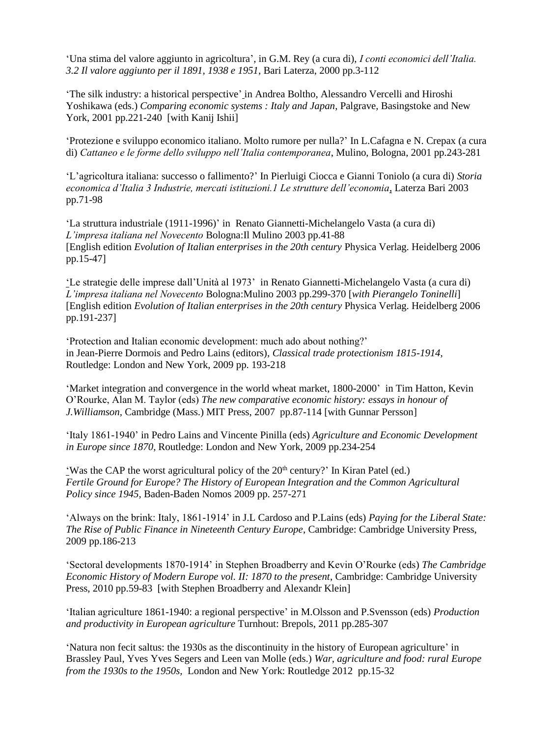'Una stima del valore aggiunto in agricoltura', in G.M. Rey (a cura di), *I conti economici dell'Italia. 3.2 Il valore aggiunto per il 1891, 1938 e 1951*, Bari Laterza, 2000 pp.3-112

'The silk industry: a historical perspective' in Andrea Boltho, Alessandro Vercelli and Hiroshi Yoshikawa (eds.) *Comparing economic systems : Italy and Japan*, Palgrave, Basingstoke and New York, 2001 pp.221-240 [with Kanij Ishii]

'Protezione e sviluppo economico italiano. Molto rumore per nulla?' In L.Cafagna e N. Crepax (a cura di) *Cattaneo e le forme dello sviluppo nell'Italia contemporanea*, Mulino, Bologna, 2001 pp.243-281

'L'agricoltura italiana: successo o fallimento?' In Pierluigi Ciocca e Gianni Toniolo (a cura di) *Storia economica d'Italia 3 Industrie, mercati istituzioni.1 Le strutture dell'economia*, Laterza Bari 2003 pp.71-98

'La struttura industriale (1911-1996)' in Renato Giannetti-Michelangelo Vasta (a cura di) *L'impresa italiana nel Novecento* Bologna:Il Mulino 2003 pp.41-88
[English edition *Evolution of Italian enterprises in the 20th century* Physica Verlag. Heidelberg 2006 pp.15-47]

'Le strategie delle imprese dall'Unità al 1973' in Renato Giannetti-Michelangelo Vasta (a cura di) *L'impresa italiana nel Novecento* Bologna:Mulino 2003 pp.299-370 [*with Pierangelo Toninelli*]
[English edition *Evolution of Italian enterprises in the 20th century* Physica Verlag. Heidelberg 2006 pp.191-237]

'Protection and Italian economic development: much ado about nothing?'
in Jean-Pierre Dormois and Pedro Lains (editors), *Classical trade protectionism 1815-1914,* Routledge: London and New York, 2009 pp. 193-218

'Market integration and convergence in the world wheat market, 1800-2000' in Tim Hatton, Kevin O'Rourke, Alan M. Taylor (eds) *The new comparative economic history: essays in honour of J.Williamson*, Cambridge (Mass.) MIT Press, 2007 pp.87-114 [with Gunnar Persson]

'Italy 1861-1940' in Pedro Lains and Vincente Pinilla (eds) *Agriculture and Economic Development in Europe since 1870*, Routledge: London and New York, 2009 pp.234-254

'Was the CAP the worst agricultural policy of the 20th century?' In Kiran Patel (ed.) *Fertile Ground for Europe? The History of European Integration and the Common Agricultural Policy since 1945,* Baden-Baden Nomos 2009 pp. 257-271

'Always on the brink: Italy, 1861-1914' in J.L Cardoso and P.Lains (eds) *Paying for the Liberal State: The Rise of Public Finance in Nineteenth Century Europe*, Cambridge: Cambridge University Press, 2009 pp.186-213

'Sectoral developments 1870-1914' in Stephen Broadberry and Kevin O'Rourke (eds) *The Cambridge Economic History of Modern Europe vol. II: 1870 to the present*, Cambridge: Cambridge University Press, 2010 pp.59-83 [with Stephen Broadberry and Alexandr Klein]

'Italian agriculture 1861-1940: a regional perspective' in M.Olsson and P.Svensson (eds) *Production and productivity in European agriculture* Turnhout: Brepols, 2011 pp.285-307

'Natura non fecit saltus: the 1930s as the discontinuity in the history of European agriculture' in Brassley Paul, Yves Yves Segers and Leen van Molle (eds.) *War, agriculture and food: rural Europe from the 1930s to the 1950s,* London and New York: Routledge 2012 pp.15-32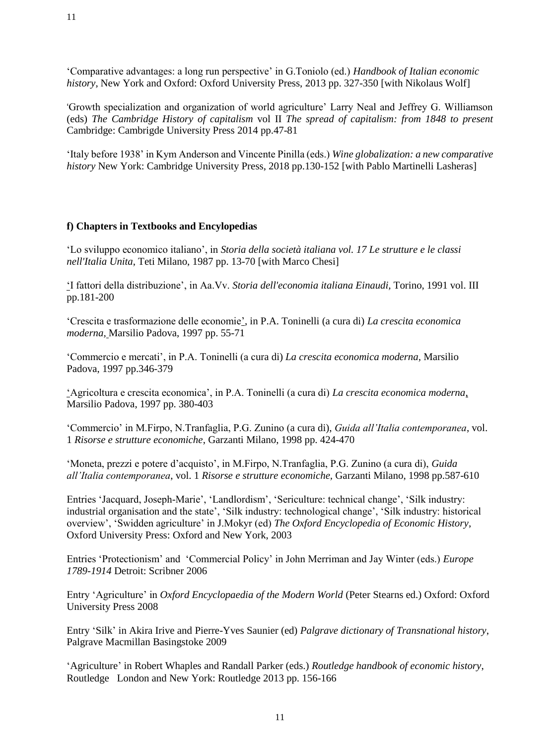'Comparative advantages: a long run perspective' in G.Toniolo (ed.) *Handbook of Italian economic history*, New York and Oxford: Oxford University Press, 2013 pp. 327-350 [with Nikolaus Wolf]

'Growth specialization and organization of world agriculture' Larry Neal and Jeffrey G. Williamson (eds) *The Cambridge History of capitalism* vol II *The spread of capitalism: from 1848 to present* Cambridge: Cambrigde University Press 2014 pp.47-81

'Italy before 1938' in Kym Anderson and Vincente Pinilla (eds.) *Wine globalization: a new comparative history* New York: Cambridge University Press, 2018 pp.130-152 [with Pablo Martinelli Lasheras]

**f) Chapters in Textbooks and Encylopedias**

'Lo sviluppo economico italiano', in *Storia della società italiana vol. 17 Le strutture e le classi nell'Italia Unita*, Teti Milano, 1987 pp. 13-70 [with Marco Chesi]

'I fattori della distribuzione', in Aa.Vv. *Storia dell'economia italiana Einaudi,* Torino, 1991 vol. III pp.181-200

'Crescita e trasformazione delle economie', in P.A. Toninelli (a cura di) *La crescita economica moderna,* Marsilio Padova, 1997 pp. 55-71

'Commercio e mercati', in P.A. Toninelli (a cura di) *La crescita economica moderna*, Marsilio Padova, 1997 pp.346-379

'Agricoltura e crescita economica', in P.A. Toninelli (a cura di) *La crescita economica moderna*, Marsilio Padova, 1997 pp. 380-403

'Commercio' in M.Firpo, N.Tranfaglia, P.G. Zunino (a cura di), *Guida all'Italia contemporanea*, vol. 1 *Risorse e strutture economiche*, Garzanti Milano, 1998 pp. 424-470

'Moneta, prezzi e potere d'acquisto', in M.Firpo, N.Tranfaglia, P.G. Zunino (a cura di), *Guida all'Italia contemporanea*, vol. 1 *Risorse e strutture economiche*, Garzanti Milano, 1998 pp.587-610

Entries 'Jacquard, Joseph-Marie', 'Landlordism', 'Sericulture: technical change', 'Silk industry: industrial organisation and the state', 'Silk industry: technological change', 'Silk industry: historical overview', 'Swidden agriculture' in J.Mokyr (ed) *The Oxford Encyclopedia of Economic History*, Oxford University Press: Oxford and New York, 2003

Entries 'Protectionism' and 'Commercial Policy' in John Merriman and Jay Winter (eds.) *Europe 1789-1914* Detroit: Scribner 2006

Entry 'Agriculture' in *Oxford Encyclopaedia of the Modern World* (Peter Stearns ed.) Oxford: Oxford University Press 2008

Entry 'Silk' in Akira Irive and Pierre-Yves Saunier (ed) *Palgrave dictionary of Transnational history*, Palgrave Macmillan Basingstoke 2009

'Agriculture' in Robert Whaples and Randall Parker (eds.) *Routledge handbook of economic history*, Routledge London and New York: Routledge 2013 pp. 156-166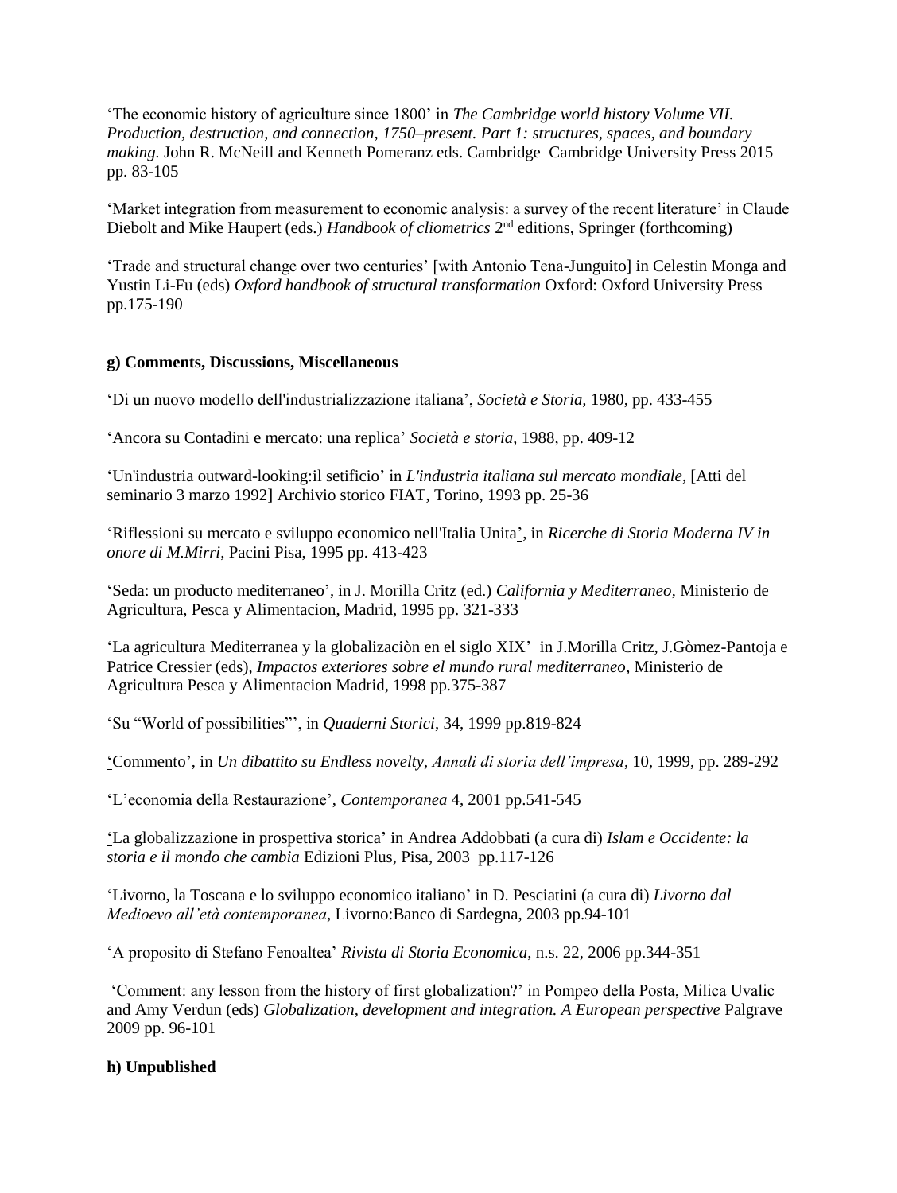'The economic history of agriculture since 1800' in *The Cambridge world history Volume VII. Production, destruction, and connection, 1750–present. Part 1: structures, spaces, and boundary making.* John R. McNeill and Kenneth Pomeranz eds. Cambridge Cambridge University Press 2015 pp. 83-105

'Market integration from measurement to economic analysis: a survey of the recent literature' in Claude Diebolt and Mike Haupert (eds.) *Handbook of cliometrics* 2nd editions, Springer (forthcoming)

'Trade and structural change over two centuries' [with Antonio Tena-Junguito] in Celestin Monga and Yustin Li-Fu (eds) *Oxford handbook of structural transformation* Oxford: Oxford University Press pp.175-190

**g) Comments, Discussions, Miscellaneous**

'Di un nuovo modello dell'industrializzazione italiana', *Società e Storia,* 1980, pp. 433-455

'Ancora su Contadini e mercato: una replica' *Società e storia*, 1988, pp. 409-12

'Un'industria outward-looking:il setificio' in *L'industria italiana sul mercato mondiale*, [Atti del seminario 3 marzo 1992] Archivio storico FIAT, Torino, 1993 pp. 25-36

'Riflessioni su mercato e sviluppo economico nell'Italia Unita', in *Ricerche di Storia Moderna IV in onore di M.Mirri*, Pacini Pisa, 1995 pp. 413-423

'Seda: un producto mediterraneo', in J. Morilla Critz (ed.) *California y Mediterraneo*, Ministerio de Agricultura, Pesca y Alimentacion, Madrid, 1995 pp. 321-333

'La agricultura Mediterranea y la globalizaciòn en el siglo XIX' in J.Morilla Critz, J.Gòmez-Pantoja e Patrice Cressier (eds), *Impactos exteriores sobre el mundo rural mediterraneo*, Ministerio de Agricultura Pesca y Alimentacion Madrid, 1998 pp.375-387

'Su "World of possibilities"', in *Quaderni Storici*, 34, 1999 pp.819-824

'Commento', in *Un dibattito su Endless novelty*, *Annali di storia dell'impresa*, 10, 1999, pp. 289-292

'L'economia della Restaurazione', *Contemporanea* 4, 2001 pp.541-545

'La globalizzazione in prospettiva storica' in Andrea Addobbati (a cura di) *Islam e Occidente: la storia e il mondo che cambia* Edizioni Plus, Pisa, 2003 pp.117-126

'Livorno, la Toscana e lo sviluppo economico italiano' in D. Pesciatini (a cura di) *Livorno dal Medioevo all'età contemporanea*, Livorno:Banco di Sardegna, 2003 pp.94-101

'A proposito di Stefano Fenoaltea' *Rivista di Storia Economica*, n.s. 22, 2006 pp.344-351

'Comment: any lesson from the history of first globalization?' in Pompeo della Posta, Milica Uvalic and Amy Verdun (eds) *Globalization, development and integration. A European perspective* Palgrave 2009 pp. 96-101

**h) Unpublished**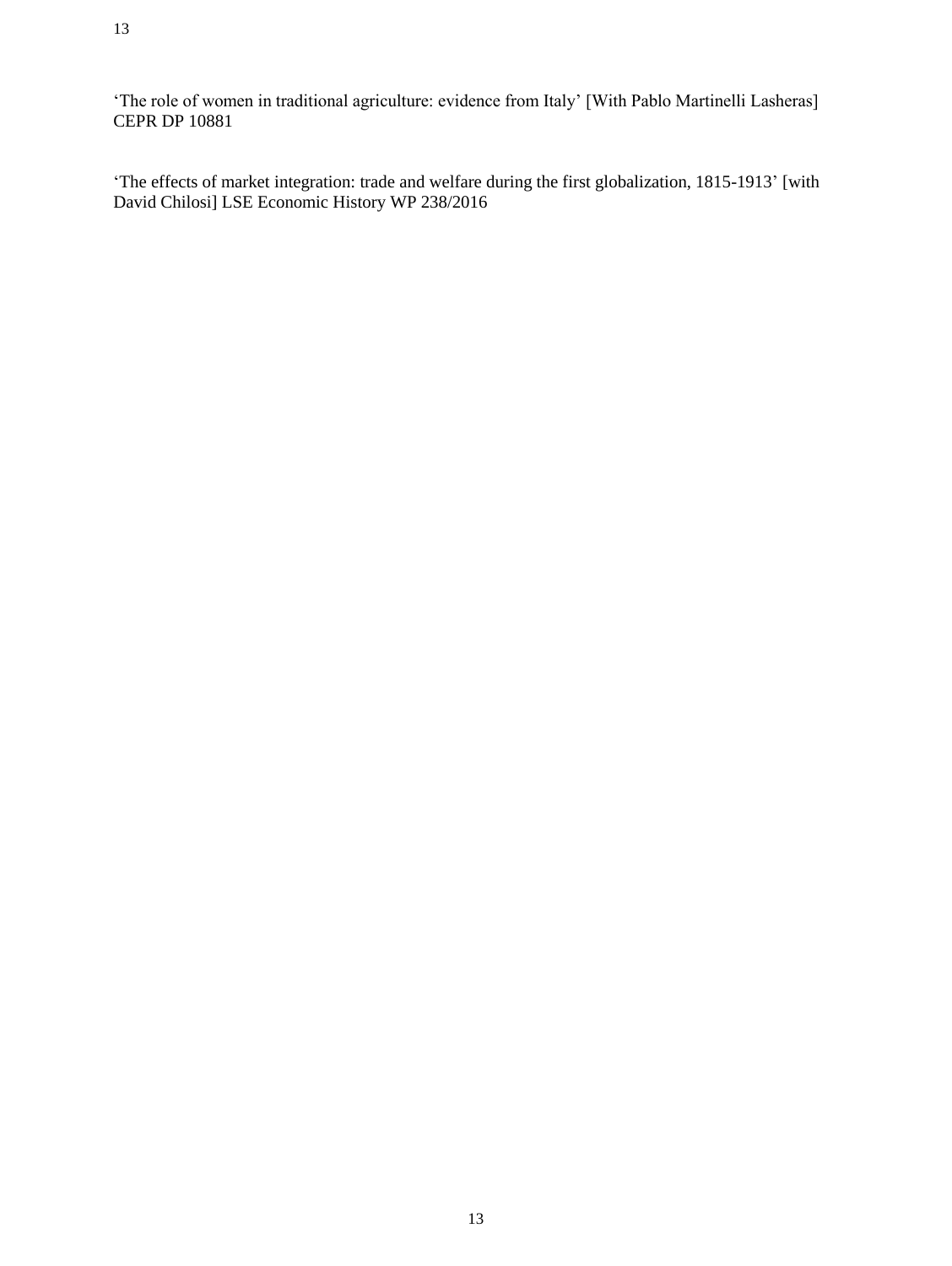'The role of women in traditional agriculture: evidence from Italy' [With Pablo Martinelli Lasheras] CEPR DP 10881

'The effects of market integration: trade and welfare during the first globalization, 1815-1913' [with David Chilosi] LSE Economic History WP 238/2016